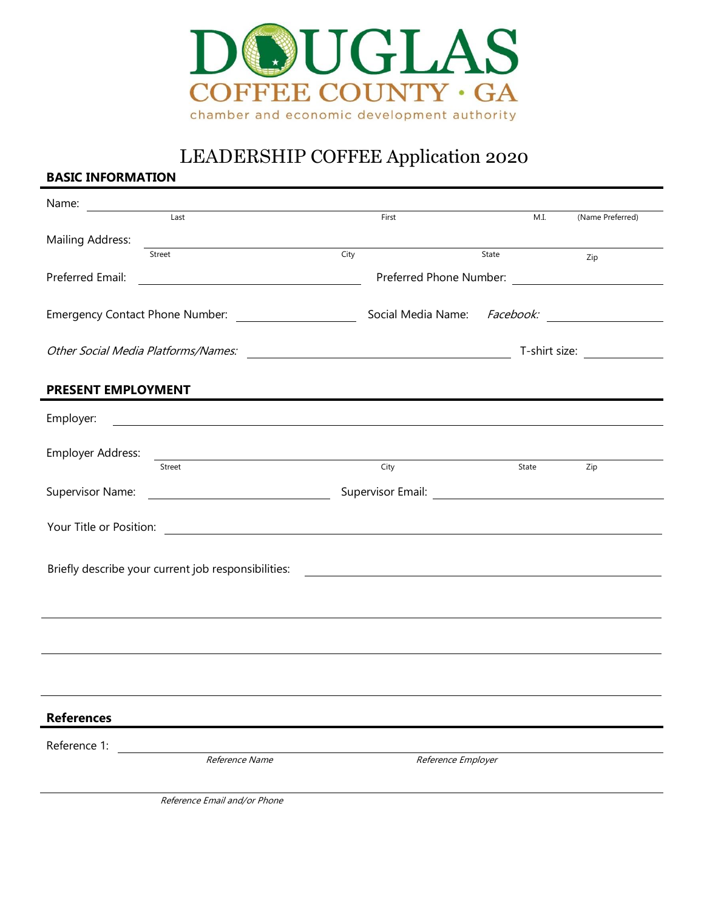# DOUGLAS

## COFFEE COUNTY • GA

chamber and economic development authority

# LEADERSHIP COFFEE Application 2020

## BASIC INFORMATION

Name: ______________________________________________
Last First M.I. (Name Preferred)

Mailing Address: ______________________________________________
Street City State Zip

Preferred Email: ____________________ Preferred Phone Number: ____________________

Emergency Contact Phone Number: ____________________ Social Media Name: *Facebook:* ____________________

*Other Social Media Platforms/Names:* ____________________ T-shirt size: __________

## PRESENT EMPLOYMENT

Employer: ______________________________________________

Employer Address: ______________________________________________
Street City State Zip

Supervisor Name: ____________________ Supervisor Email: ____________________

Your Title or Position: ______________________________________________

Briefly describe your current job responsibilities: ______________________________________________

______________________________________________

______________________________________________

______________________________________________

## References

Reference 1: ______________________________________________
*Reference Name* *Reference Employer*

______________________________________________
*Reference Email and/or Phone*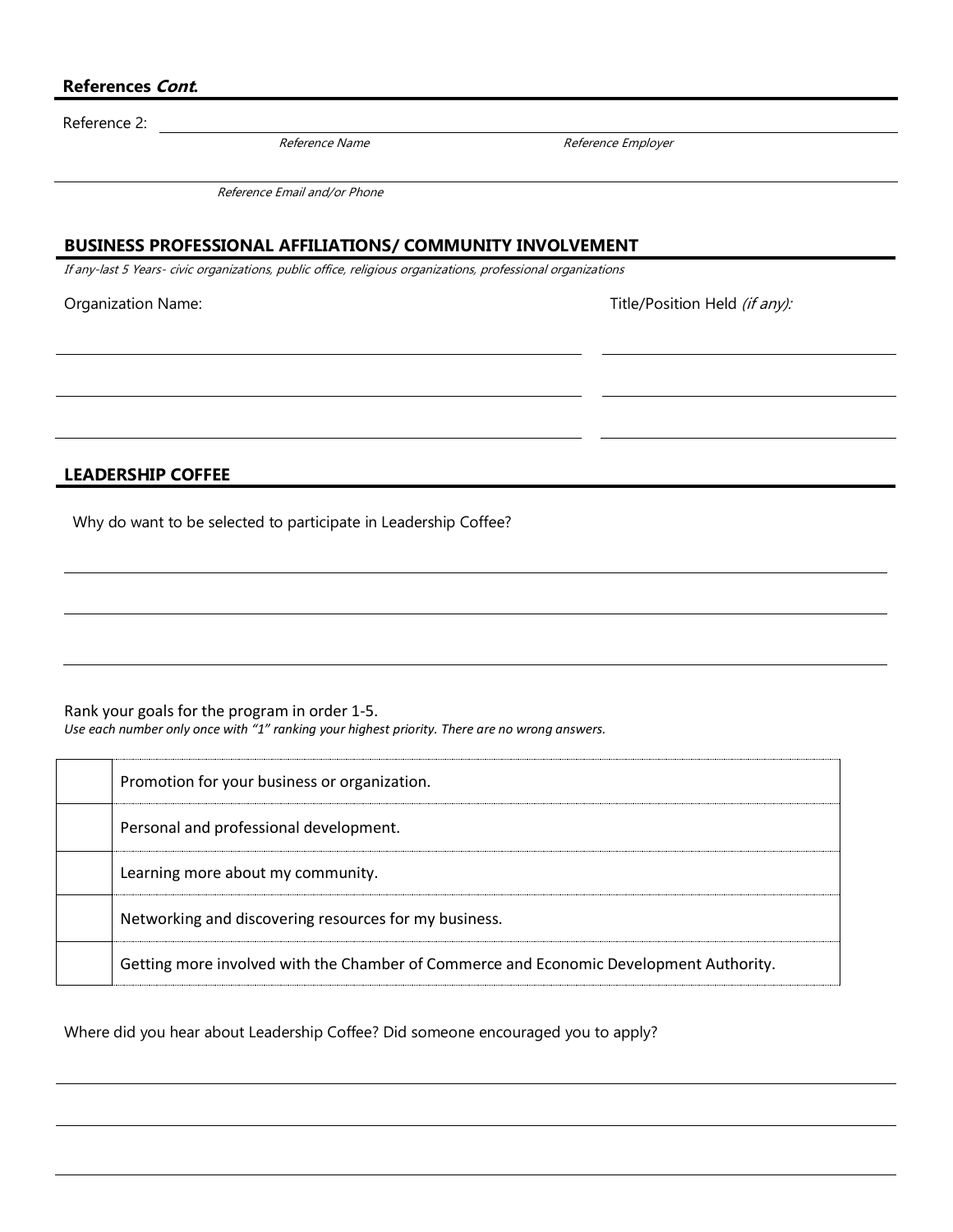## References *Cont.*

Reference 2: ______________________________

*Reference Name* *Reference Employer*

______________________________

*Reference Email and/or Phone*

## BUSINESS PROFESSIONAL AFFILIATIONS/ COMMUNITY INVOLVEMENT

*If any-last 5 Years- civic organizations, public office, religious organizations, professional organizations*

| Organization Name: | Title/Position Held *(if any):* |
| --- | --- |
| | |
| | |
| | |

## LEADERSHIP COFFEE

Why do want to be selected to participate in Leadership Coffee?

______________________________

______________________________

______________________________

Rank your goals for the program in order 1-5.

*Use each number only once with "1" ranking your highest priority. There are no wrong answers.*

| | |
| --- | --- |
| | Promotion for your business or organization. |
| | Personal and professional development. |
| | Learning more about my community. |
| | Networking and discovering resources for my business. |
| | Getting more involved with the Chamber of Commerce and Economic Development Authority. |

Where did you hear about Leadership Coffee? Did someone encouraged you to apply?

______________________________

______________________________

______________________________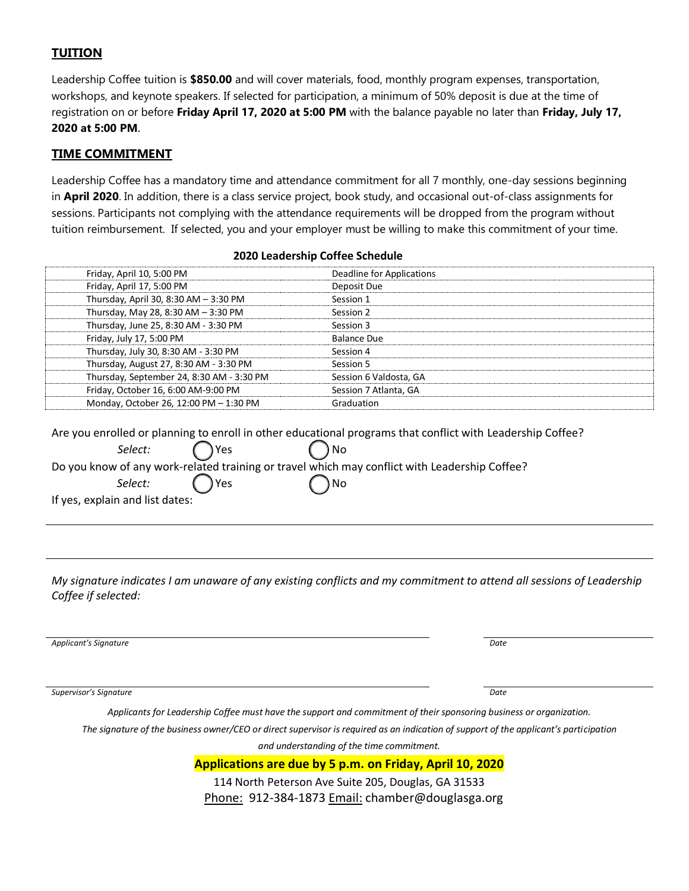## TUITION

Leadership Coffee tuition is **$850.00** and will cover materials, food, monthly program expenses, transportation, workshops, and keynote speakers. If selected for participation, a minimum of 50% deposit is due at the time of registration on or before **Friday April 17, 2020 at 5:00 PM** with the balance payable no later than **Friday, July 17, 2020 at 5:00 PM**.

## TIME COMMITMENT

Leadership Coffee has a mandatory time and attendance commitment for all 7 monthly, one-day sessions beginning in **April 2020**. In addition, there is a class service project, book study, and occasional out-of-class assignments for sessions. Participants not complying with the attendance requirements will be dropped from the program without tuition reimbursement. If selected, you and your employer must be willing to make this commitment of your time.

**2020 Leadership Coffee Schedule**

| | |
|---|---|
| Friday, April 10, 5:00 PM | Deadline for Applications |
| Friday, April 17, 5:00 PM | Deposit Due |
| Thursday, April 30, 8:30 AM – 3:30 PM | Session 1 |
| Thursday, May 28, 8:30 AM – 3:30 PM | Session 2 |
| Thursday, June 25, 8:30 AM - 3:30 PM | Session 3 |
| Friday, July 17, 5:00 PM | Balance Due |
| Thursday, July 30, 8:30 AM - 3:30 PM | Session 4 |
| Thursday, August 27, 8:30 AM - 3:30 PM | Session 5 |
| Thursday, September 24, 8:30 AM - 3:30 PM | Session 6 Valdosta, GA |
| Friday, October 16, 6:00 AM-9:00 PM | Session 7 Atlanta, GA |
| Monday, October 26, 12:00 PM – 1:30 PM | Graduation |

Are you enrolled or planning to enroll in other educational programs that conflict with Leadership Coffee?

*Select:* ◯ Yes ◯ No

Do you know of any work-related training or travel which may conflict with Leadership Coffee?

*Select:* ◯ Yes ◯ No

If yes, explain and list dates:

______________________________________________________________________

______________________________________________________________________

*My signature indicates I am unaware of any existing conflicts and my commitment to attend all sessions of Leadership Coffee if selected:*

______________________________________ ______________

*Applicant's Signature* *Date*

______________________________________ ______________

*Supervisor's Signature* *Date*

*Applicants for Leadership Coffee must have the support and commitment of their sponsoring business or organization.*

*The signature of the business owner/CEO or direct supervisor is required as an indication of support of the applicant's participation and understanding of the time commitment.*

**Applications are due by 5 p.m. on Friday, April 10, 2020**

114 North Peterson Ave Suite 205, Douglas, GA 31533

Phone: 912-384-1873 Email: chamber@douglasga.org